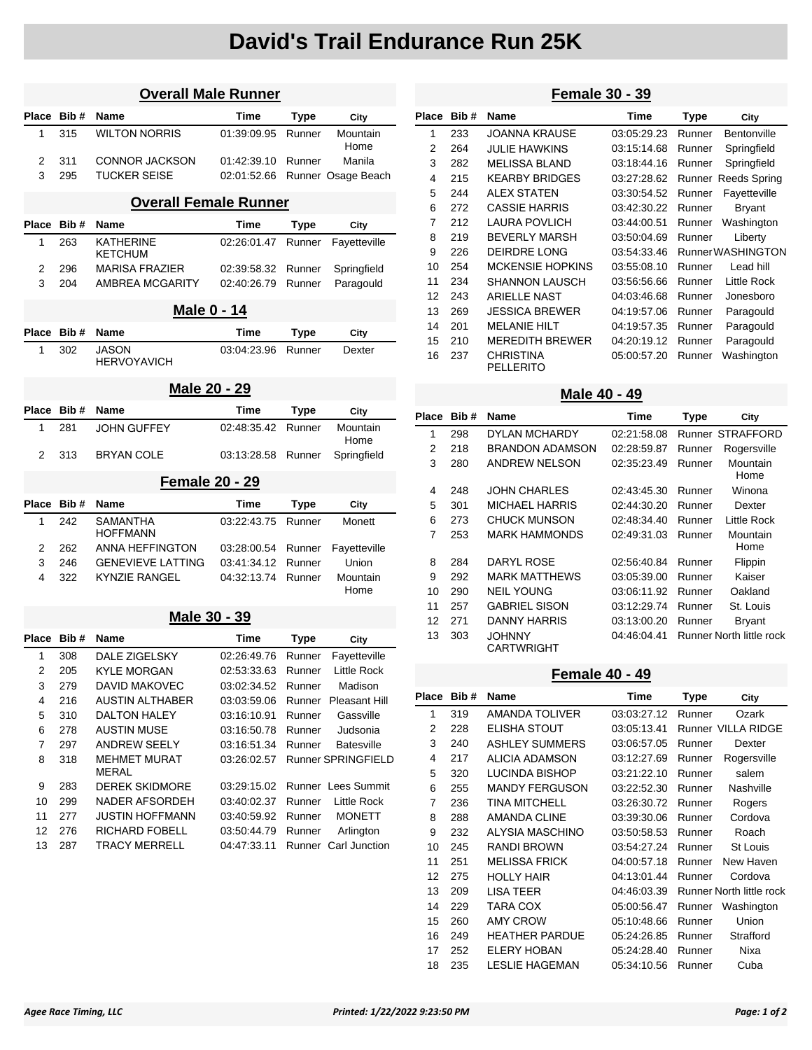# David's Trail Endurance Run 25K

## Overall Male Runner

| Place | Bib # | Name | Time | Type | City |
|---|---|---|---|---|---|
| 1 | 315 | WILTON NORRIS | 01:39:09.95 | Runner | Mountain Home |
| 2 | 311 | CONNOR JACKSON | 01:42:39.10 | Runner | Manila |
| 3 | 295 | TUCKER SEISE | 02:01:52.66 | Runner | Osage Beach |

## Overall Female Runner

| Place | Bib # | Name | Time | Type | City |
|---|---|---|---|---|---|
| 1 | 263 | KATHERINE KETCHUM | 02:26:01.47 | Runner | Fayetteville |
| 2 | 296 | MARISA FRAZIER | 02:39:58.32 | Runner | Springfield |
| 3 | 204 | AMBREA MCGARITY | 02:40:26.79 | Runner | Paragould |

## Male 0 - 14

| Place | Bib # | Name | Time | Type | City |
|---|---|---|---|---|---|
| 1 | 302 | JASON HERVOYAVICH | 03:04:23.96 | Runner | Dexter |

## Male 20 - 29

| Place | Bib # | Name | Time | Type | City |
|---|---|---|---|---|---|
| 1 | 281 | JOHN GUFFEY | 02:48:35.42 | Runner | Mountain Home |
| 2 | 313 | BRYAN COLE | 03:13:28.58 | Runner | Springfield |

## Female 20 - 29

| Place | Bib # | Name | Time | Type | City |
|---|---|---|---|---|---|
| 1 | 242 | SAMANTHA HOFFMANN | 03:22:43.75 | Runner | Monett |
| 2 | 262 | ANNA HEFFINGTON | 03:28:00.54 | Runner | Fayetteville |
| 3 | 246 | GENEVIEVE LATTING | 03:41:34.12 | Runner | Union |
| 4 | 322 | KYNZIE RANGEL | 04:32:13.74 | Runner | Mountain Home |

## Male 30 - 39

| Place | Bib # | Name | Time | Type | City |
|---|---|---|---|---|---|
| 1 | 308 | DALE ZIGELSKY | 02:26:49.76 | Runner | Fayetteville |
| 2 | 205 | KYLE MORGAN | 02:53:33.63 | Runner | Little Rock |
| 3 | 279 | DAVID MAKOVEC | 03:02:34.52 | Runner | Madison |
| 4 | 216 | AUSTIN ALTHABER | 03:03:59.06 | Runner | Pleasant Hill |
| 5 | 310 | DALTON HALEY | 03:16:10.91 | Runner | Gassville |
| 6 | 278 | AUSTIN MUSE | 03:16:50.78 | Runner | Judsonia |
| 7 | 297 | ANDREW SEELY | 03:16:51.34 | Runner | Batesville |
| 8 | 318 | MEHMET MURAT MERAL | 03:26:02.57 | Runner | SPRINGFIELD |
| 9 | 283 | DEREK SKIDMORE | 03:29:15.02 | Runner | Lees Summit |
| 10 | 299 | NADER AFSORDEH | 03:40:02.37 | Runner | Little Rock |
| 11 | 277 | JUSTIN HOFFMANN | 03:40:59.92 | Runner | MONETT |
| 12 | 276 | RICHARD FOBELL | 03:50:44.79 | Runner | Arlington |
| 13 | 287 | TRACY MERRELL | 04:47:33.11 | Runner | Carl Junction |

## Female 30 - 39

| Place | Bib # | Name | Time | Type | City |
|---|---|---|---|---|---|
| 1 | 233 | JOANNA KRAUSE | 03:05:29.23 | Runner | Bentonville |
| 2 | 264 | JULIE HAWKINS | 03:15:14.68 | Runner | Springfield |
| 3 | 282 | MELISSA BLAND | 03:18:44.16 | Runner | Springfield |
| 4 | 215 | KEARBY BRIDGES | 03:27:28.62 | Runner | Reeds Spring |
| 5 | 244 | ALEX STATEN | 03:30:54.52 | Runner | Fayetteville |
| 6 | 272 | CASSIE HARRIS | 03:42:30.22 | Runner | Bryant |
| 7 | 212 | LAURA POVLICH | 03:44:00.51 | Runner | Washington |
| 8 | 219 | BEVERLY MARSH | 03:50:04.69 | Runner | Liberty |
| 9 | 226 | DEIRDRE LONG | 03:54:33.46 | Runner | WASHINGTON |
| 10 | 254 | MCKENSIE HOPKINS | 03:55:08.10 | Runner | Lead hill |
| 11 | 234 | SHANNON LAUSCH | 03:56:56.66 | Runner | Little Rock |
| 12 | 243 | ARIELLE NAST | 04:03:46.68 | Runner | Jonesboro |
| 13 | 269 | JESSICA BREWER | 04:19:57.06 | Runner | Paragould |
| 14 | 201 | MELANIE HILT | 04:19:57.35 | Runner | Paragould |
| 15 | 210 | MEREDITH BREWER | 04:20:19.12 | Runner | Paragould |
| 16 | 237 | CHRISTINA PELLERITO | 05:00:57.20 | Runner | Washington |

## Male 40 - 49

| Place | Bib # | Name | Time | Type | City |
|---|---|---|---|---|---|
| 1 | 298 | DYLAN MCHARDY | 02:21:58.08 | Runner | STRAFFORD |
| 2 | 218 | BRANDON ADAMSON | 02:28:59.87 | Runner | Rogersville |
| 3 | 280 | ANDREW NELSON | 02:35:23.49 | Runner | Mountain Home |
| 4 | 248 | JOHN CHARLES | 02:43:45.30 | Runner | Winona |
| 5 | 301 | MICHAEL HARRIS | 02:44:30.20 | Runner | Dexter |
| 6 | 273 | CHUCK MUNSON | 02:48:34.40 | Runner | Little Rock |
| 7 | 253 | MARK HAMMONDS | 02:49:31.03 | Runner | Mountain Home |
| 8 | 284 | DARYL ROSE | 02:56:40.84 | Runner | Flippin |
| 9 | 292 | MARK MATTHEWS | 03:05:39.00 | Runner | Kaiser |
| 10 | 290 | NEIL YOUNG | 03:06:11.92 | Runner | Oakland |
| 11 | 257 | GABRIEL SISON | 03:12:29.74 | Runner | St. Louis |
| 12 | 271 | DANNY HARRIS | 03:13:00.20 | Runner | Bryant |
| 13 | 303 | JOHNNY CARTWRIGHT | 04:46:04.41 | Runner | North little rock |

## Female 40 - 49

| Place | Bib # | Name | Time | Type | City |
|---|---|---|---|---|---|
| 1 | 319 | AMANDA TOLIVER | 03:03:27.12 | Runner | Ozark |
| 2 | 228 | ELISHA STOUT | 03:05:13.41 | Runner | VILLA RIDGE |
| 3 | 240 | ASHLEY SUMMERS | 03:06:57.05 | Runner | Dexter |
| 4 | 217 | ALICIA ADAMSON | 03:12:27.69 | Runner | Rogersville |
| 5 | 320 | LUCINDA BISHOP | 03:21:22.10 | Runner | salem |
| 6 | 255 | MANDY FERGUSON | 03:22:52.30 | Runner | Nashville |
| 7 | 236 | TINA MITCHELL | 03:26:30.72 | Runner | Rogers |
| 8 | 288 | AMANDA CLINE | 03:39:30.06 | Runner | Cordova |
| 9 | 232 | ALYSIA MASCHINO | 03:50:58.53 | Runner | Roach |
| 10 | 245 | RANDI BROWN | 03:54:27.24 | Runner | St Louis |
| 11 | 251 | MELISSA FRICK | 04:00:57.18 | Runner | New Haven |
| 12 | 275 | HOLLY HAIR | 04:13:01.44 | Runner | Cordova |
| 13 | 209 | LISA TEER | 04:46:03.39 | Runner | North little rock |
| 14 | 229 | TARA COX | 05:00:56.47 | Runner | Washington |
| 15 | 260 | AMY CROW | 05:10:48.66 | Runner | Union |
| 16 | 249 | HEATHER PARDUE | 05:24:26.85 | Runner | Strafford |
| 17 | 252 | ELERY HOBAN | 05:24:28.40 | Runner | Nixa |
| 18 | 235 | LESLIE HAGEMAN | 05:34:10.56 | Runner | Cuba |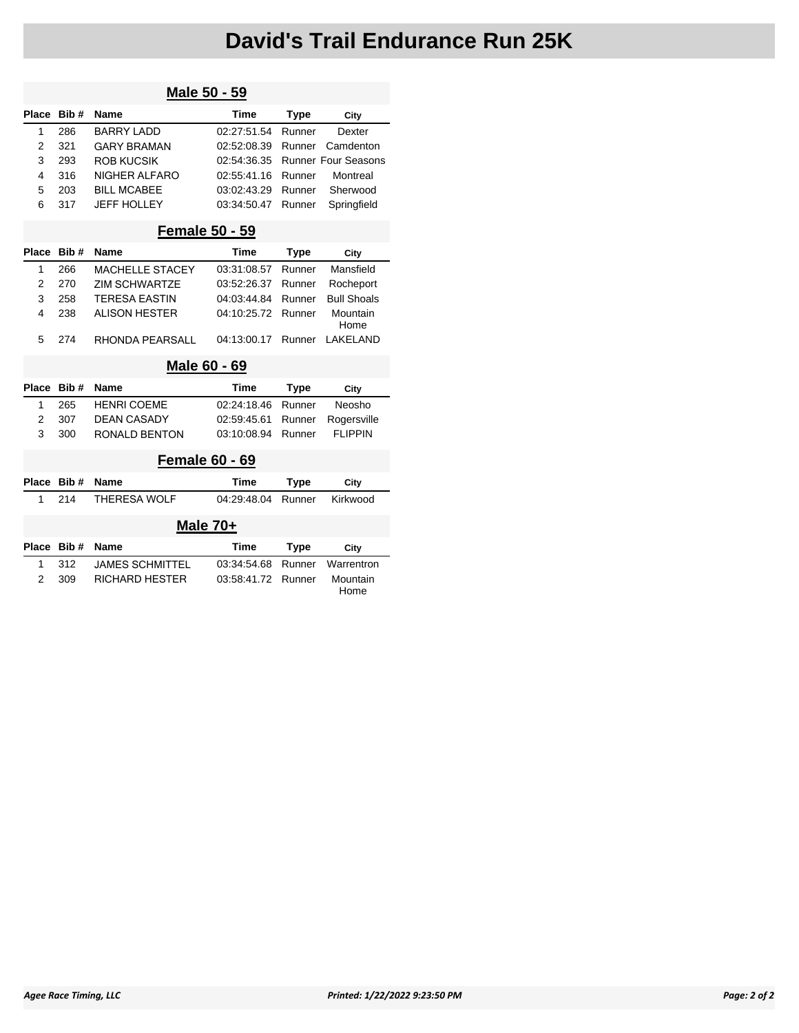# David's Trail Endurance Run 25K

## Male 50 - 59

| Place | Bib # | Name | Time | Type | City |
|---|---|---|---|---|---|
| 1 | 286 | BARRY LADD | 02:27:51.54 | Runner | Dexter |
| 2 | 321 | GARY BRAMAN | 02:52:08.39 | Runner | Camdenton |
| 3 | 293 | ROB KUCSIK | 02:54:36.35 | Runner | Four Seasons |
| 4 | 316 | NIGHER ALFARO | 02:55:41.16 | Runner | Montreal |
| 5 | 203 | BILL MCABEE | 03:02:43.29 | Runner | Sherwood |
| 6 | 317 | JEFF HOLLEY | 03:34:50.47 | Runner | Springfield |

## Female 50 - 59

| Place | Bib # | Name | Time | Type | City |
|---|---|---|---|---|---|
| 1 | 266 | MACHELLE STACEY | 03:31:08.57 | Runner | Mansfield |
| 2 | 270 | ZIM SCHWARTZE | 03:52:26.37 | Runner | Rocheport |
| 3 | 258 | TERESA EASTIN | 04:03:44.84 | Runner | Bull Shoals |
| 4 | 238 | ALISON HESTER | 04:10:25.72 | Runner | Mountain Home |
| 5 | 274 | RHONDA PEARSALL | 04:13:00.17 | Runner | LAKELAND |

## Male 60 - 69

| Place | Bib # | Name | Time | Type | City |
|---|---|---|---|---|---|
| 1 | 265 | HENRI COEME | 02:24:18.46 | Runner | Neosho |
| 2 | 307 | DEAN CASADY | 02:59:45.61 | Runner | Rogersville |
| 3 | 300 | RONALD BENTON | 03:10:08.94 | Runner | FLIPPIN |

## Female 60 - 69

| Place | Bib # | Name | Time | Type | City |
|---|---|---|---|---|---|
| 1 | 214 | THERESA WOLF | 04:29:48.04 | Runner | Kirkwood |

## Male 70+

| Place | Bib # | Name | Time | Type | City |
|---|---|---|---|---|---|
| 1 | 312 | JAMES SCHMITTEL | 03:34:54.68 | Runner | Warrentron |
| 2 | 309 | RICHARD HESTER | 03:58:41.72 | Runner | Mountain Home |

*Agee Race Timing, LLC* *Printed: 1/22/2022 9:23:50 PM*